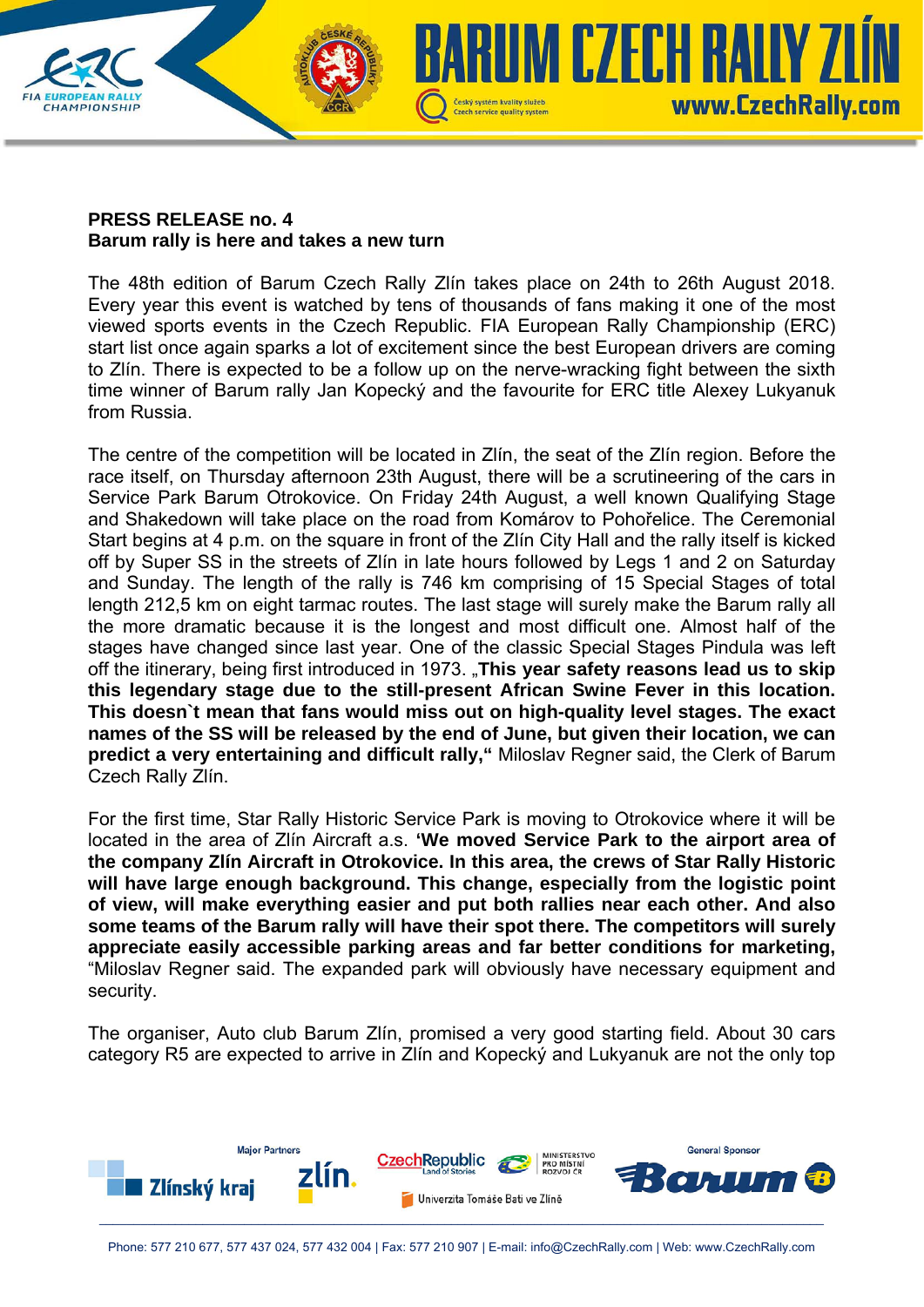**PRESS RELEASE no. 4**
**Barum rally is here and takes a new turn**

The 48th edition of Barum Czech Rally Zlín takes place on 24th to 26th August 2018. Every year this event is watched by tens of thousands of fans making it one of the most viewed sports events in the Czech Republic. FIA European Rally Championship (ERC) start list once again sparks a lot of excitement since the best European drivers are coming to Zlín. There is expected to be a follow up on the nerve-wracking fight between the sixth time winner of Barum rally Jan Kopecký and the favourite for ERC title Alexey Lukyanuk from Russia.

The centre of the competition will be located in Zlín, the seat of the Zlín region. Before the race itself, on Thursday afternoon 23th August, there will be a scrutineering of the cars in Service Park Barum Otrokovice. On Friday 24th August, a well known Qualifying Stage and Shakedown will take place on the road from Komárov to Pohořelice. The Ceremonial Start begins at 4 p.m. on the square in front of the Zlín City Hall and the rally itself is kicked off by Super SS in the streets of Zlín in late hours followed by Legs 1 and 2 on Saturday and Sunday. The length of the rally is 746 km comprising of 15 Special Stages of total length 212,5 km on eight tarmac routes. The last stage will surely make the Barum rally all the more dramatic because it is the longest and most difficult one. Almost half of the stages have changed since last year. One of the classic Special Stages Pindula was left off the itinerary, being first introduced in 1973. „**This year safety reasons lead us to skip this legendary stage due to the still-present African Swine Fever in this location. This doesn`t mean that fans would miss out on high-quality level stages. The exact names of the SS will be released by the end of June, but given their location, we can predict a very entertaining and difficult rally,“** Miloslav Regner said, the Clerk of Barum Czech Rally Zlín.

For the first time, Star Rally Historic Service Park is moving to Otrokovice where it will be located in the area of Zlín Aircraft a.s. **'We moved Service Park to the airport area of the company Zlín Aircraft in Otrokovice. In this area, the crews of Star Rally Historic will have large enough background. This change, especially from the logistic point of view, will make everything easier and put both rallies near each other. And also some teams of the Barum rally will have their spot there. The competitors will surely appreciate easily accessible parking areas and far better conditions for marketing,** "Miloslav Regner said. The expanded park will obviously have necessary equipment and security.

The organiser, Auto club Barum Zlín, promised a very good starting field. About 30 cars category R5 are expected to arrive in Zlín and Kopecký and Lukyanuk are not the only top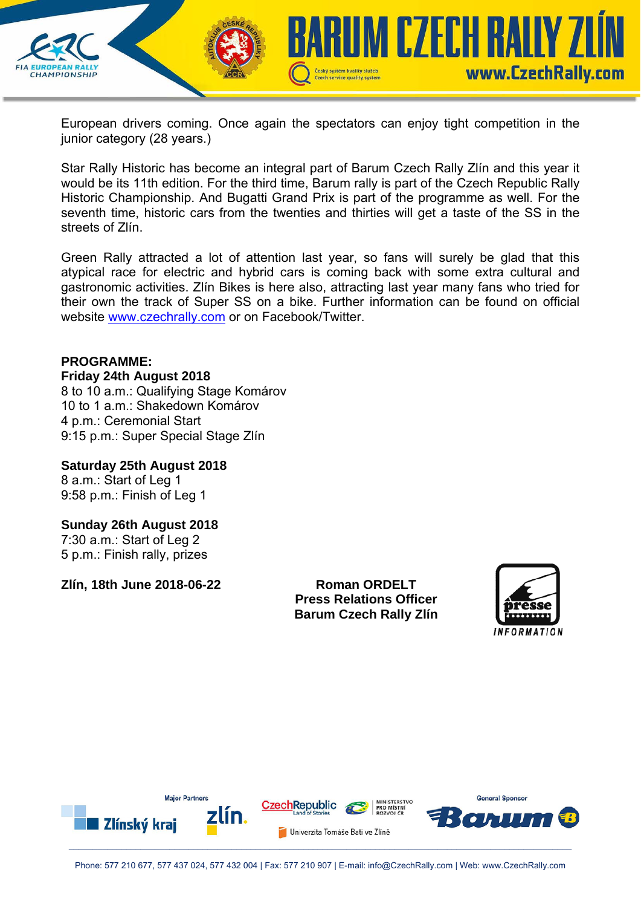European drivers coming. Once again the spectators can enjoy tight competition in the junior category (28 years.)

Star Rally Historic has become an integral part of Barum Czech Rally Zlín and this year it would be its 11th edition. For the third time, Barum rally is part of the Czech Republic Rally Historic Championship. And Bugatti Grand Prix is part of the programme as well. For the seventh time, historic cars from the twenties and thirties will get a taste of the SS in the streets of Zlín.

Green Rally attracted a lot of attention last year, so fans will surely be glad that this atypical race for electric and hybrid cars is coming back with some extra cultural and gastronomic activities. Zlín Bikes is here also, attracting last year many fans who tried for their own the track of Super SS on a bike. Further information can be found on official website [www.czechrally.com](http://www.czechrally.com) or on Facebook/Twitter.

**PROGRAMME:**

**Friday 24th August 2018**
8 to 10 a.m.: Qualifying Stage Komárov
10 to 1 a.m.: Shakedown Komárov
4 p.m.: Ceremonial Start
9:15 p.m.: Super Special Stage Zlín

**Saturday 25th August 2018**
8 a.m.: Start of Leg 1
9:58 p.m.: Finish of Leg 1

**Sunday 26th August 2018**
7:30 a.m.: Start of Leg 2
5 p.m.: Finish rally, prizes

**Zlín, 18th June 2018-06-22**

**Roman ORDELT**
**Press Relations Officer**
**Barum Czech Rally Zlín**